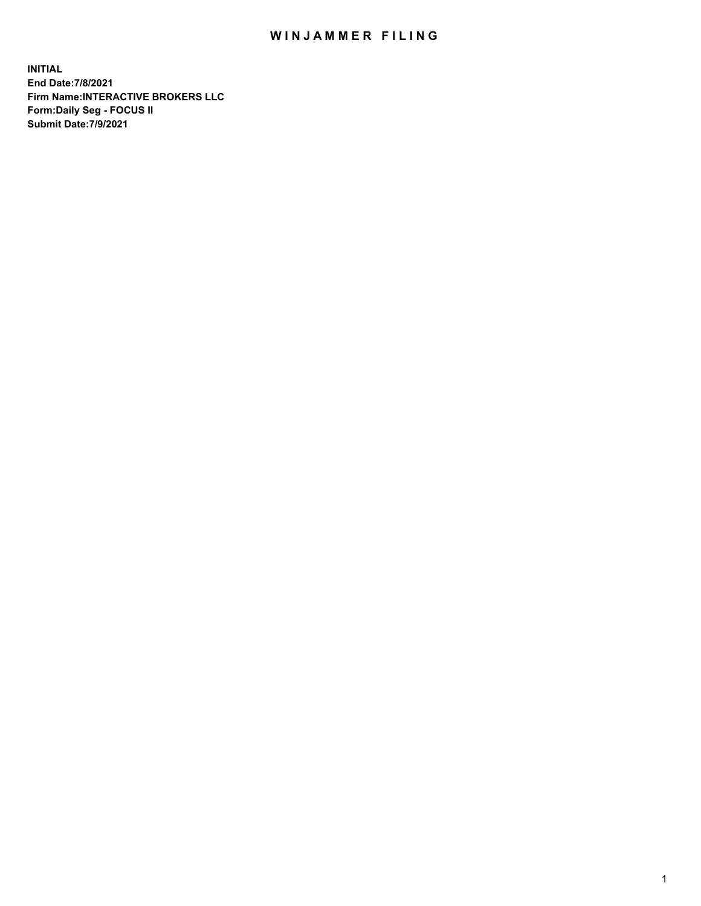# WINJAMMER FILING

**INITIAL**
**End Date:7/8/2021**
**Firm Name:INTERACTIVE BROKERS LLC**
**Form:Daily Seg - FOCUS II**
**Submit Date:7/9/2021**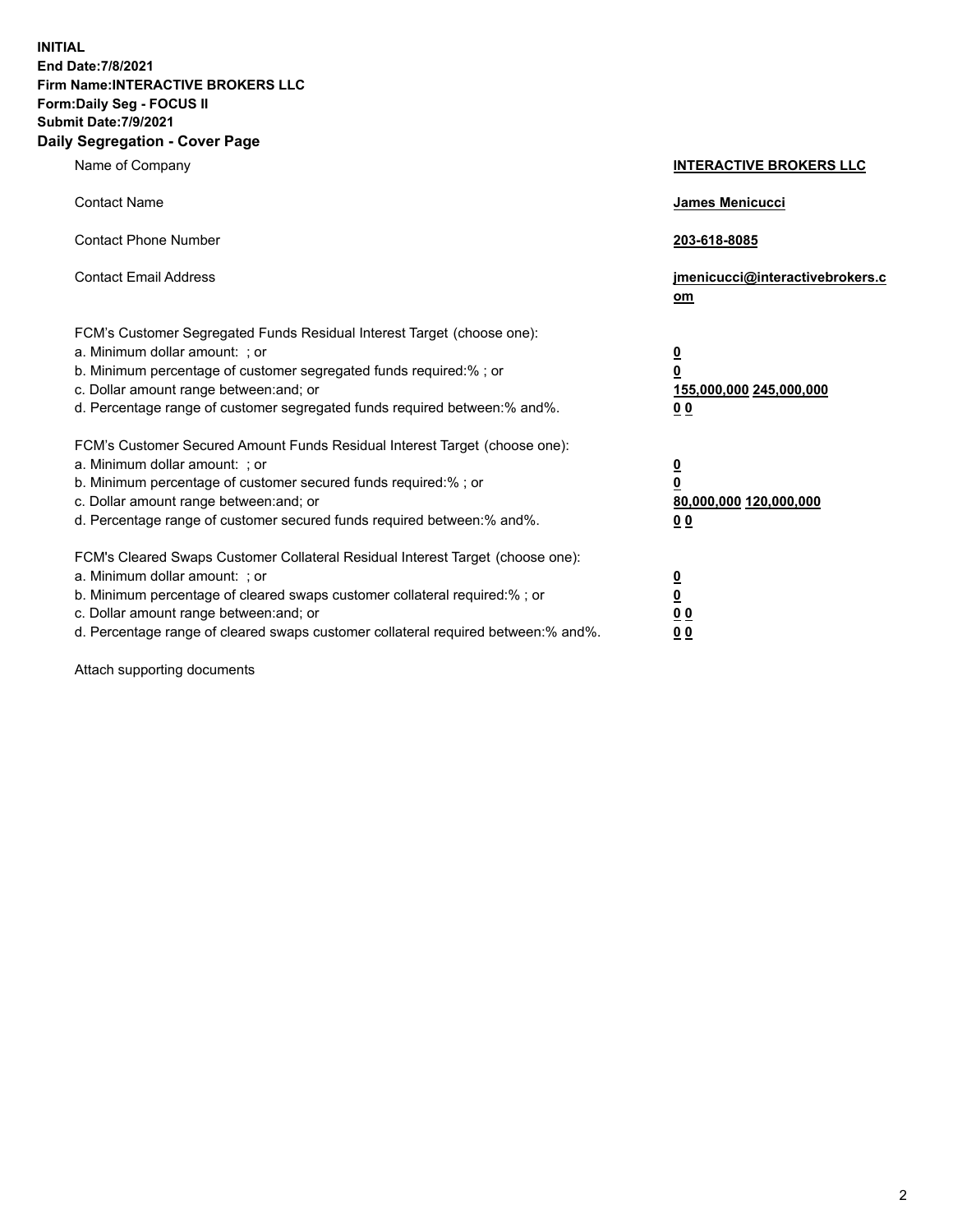**INITIAL**
**End Date:7/8/2021**
**Firm Name:INTERACTIVE BROKERS LLC**
**Form:Daily Seg - FOCUS II**
**Submit Date:7/9/2021**

## Daily Segregation - Cover Page

| | |
|---|---|
| Name of Company | **INTERACTIVE BROKERS LLC** |
| Contact Name | **James Menicucci** |
| Contact Phone Number | **203-618-8085** |
| Contact Email Address | **jmenicucci@interactivebrokers.com** |

FCM's Customer Segregated Funds Residual Interest Target (choose one):

| | |
|---|---|
| a. Minimum dollar amount: ; or | **0** |
| b. Minimum percentage of customer segregated funds required:% ; or | **0** |
| c. Dollar amount range between:and; or | **155,000,000** **245,000,000** |
| d. Percentage range of customer segregated funds required between:% and%. | **0** **0** |

FCM's Customer Secured Amount Funds Residual Interest Target (choose one):

| | |
|---|---|
| a. Minimum dollar amount: ; or | **0** |
| b. Minimum percentage of customer secured funds required:% ; or | **0** |
| c. Dollar amount range between:and; or | **80,000,000** **120,000,000** |
| d. Percentage range of customer secured funds required between:% and%. | **0** **0** |

FCM's Cleared Swaps Customer Collateral Residual Interest Target (choose one):

| | |
|---|---|
| a. Minimum dollar amount: ; or | **0** |
| b. Minimum percentage of cleared swaps customer collateral required:% ; or | **0** |
| c. Dollar amount range between:and; or | **0** **0** |
| d. Percentage range of cleared swaps customer collateral required between:% and%. | **0** **0** |

Attach supporting documents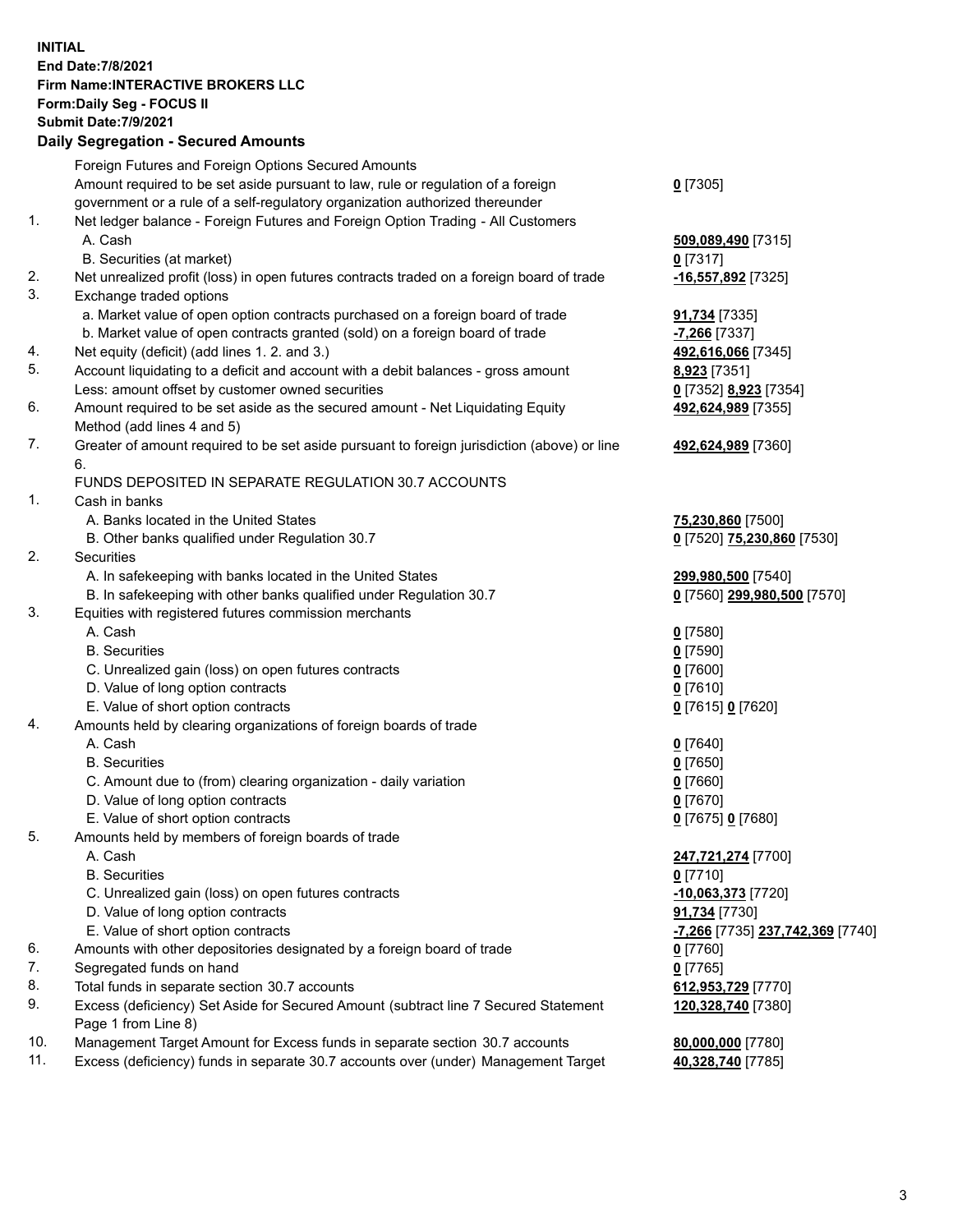**INITIAL**
**End Date:7/8/2021**
**Firm Name:INTERACTIVE BROKERS LLC**
**Form:Daily Seg - FOCUS II**
**Submit Date:7/9/2021**

**Daily Segregation - Secured Amounts**

| | | |
|---|---|---|
| | Foreign Futures and Foreign Options Secured Amounts | |
| | Amount required to be set aside pursuant to law, rule or regulation of a foreign government or a rule of a self-regulatory organization authorized thereunder | **0** [7305] |
| 1. | Net ledger balance - Foreign Futures and Foreign Option Trading - All Customers | |
| | A. Cash | **509,089,490** [7315] |
| | B. Securities (at market) | **0** [7317] |
| 2. | Net unrealized profit (loss) in open futures contracts traded on a foreign board of trade | **-16,557,892** [7325] |
| 3. | Exchange traded options | |
| | a. Market value of open option contracts purchased on a foreign board of trade | **91,734** [7335] |
| | b. Market value of open contracts granted (sold) on a foreign board of trade | **-7,266** [7337] |
| 4. | Net equity (deficit) (add lines 1. 2. and 3.) | **492,616,066** [7345] |
| 5. | Account liquidating to a deficit and account with a debit balances - gross amount | **8,923** [7351] |
| | Less: amount offset by customer owned securities | **0** [7352] **8,923** [7354] |
| 6. | Amount required to be set aside as the secured amount - Net Liquidating Equity Method (add lines 4 and 5) | **492,624,989** [7355] |
| 7. | Greater of amount required to be set aside pursuant to foreign jurisdiction (above) or line 6. | **492,624,989** [7360] |
| | FUNDS DEPOSITED IN SEPARATE REGULATION 30.7 ACCOUNTS | |
| 1. | Cash in banks | |
| | A. Banks located in the United States | **75,230,860** [7500] |
| | B. Other banks qualified under Regulation 30.7 | **0** [7520] **75,230,860** [7530] |
| 2. | Securities | |
| | A. In safekeeping with banks located in the United States | **299,980,500** [7540] |
| | B. In safekeeping with other banks qualified under Regulation 30.7 | **0** [7560] **299,980,500** [7570] |
| 3. | Equities with registered futures commission merchants | |
| | A. Cash | **0** [7580] |
| | B. Securities | **0** [7590] |
| | C. Unrealized gain (loss) on open futures contracts | **0** [7600] |
| | D. Value of long option contracts | **0** [7610] |
| | E. Value of short option contracts | **0** [7615] **0** [7620] |
| 4. | Amounts held by clearing organizations of foreign boards of trade | |
| | A. Cash | **0** [7640] |
| | B. Securities | **0** [7650] |
| | C. Amount due to (from) clearing organization - daily variation | **0** [7660] |
| | D. Value of long option contracts | **0** [7670] |
| | E. Value of short option contracts | **0** [7675] **0** [7680] |
| 5. | Amounts held by members of foreign boards of trade | |
| | A. Cash | **247,721,274** [7700] |
| | B. Securities | **0** [7710] |
| | C. Unrealized gain (loss) on open futures contracts | **-10,063,373** [7720] |
| | D. Value of long option contracts | **91,734** [7730] |
| | E. Value of short option contracts | **-7,266** [7735] **237,742,369** [7740] |
| 6. | Amounts with other depositories designated by a foreign board of trade | **0** [7760] |
| 7. | Segregated funds on hand | **0** [7765] |
| 8. | Total funds in separate section 30.7 accounts | **612,953,729** [7770] |
| 9. | Excess (deficiency) Set Aside for Secured Amount (subtract line 7 Secured Statement Page 1 from Line 8) | **120,328,740** [7380] |
| 10. | Management Target Amount for Excess funds in separate section 30.7 accounts | **80,000,000** [7780] |
| 11. | Excess (deficiency) funds in separate 30.7 accounts over (under) Management Target | **40,328,740** [7785] |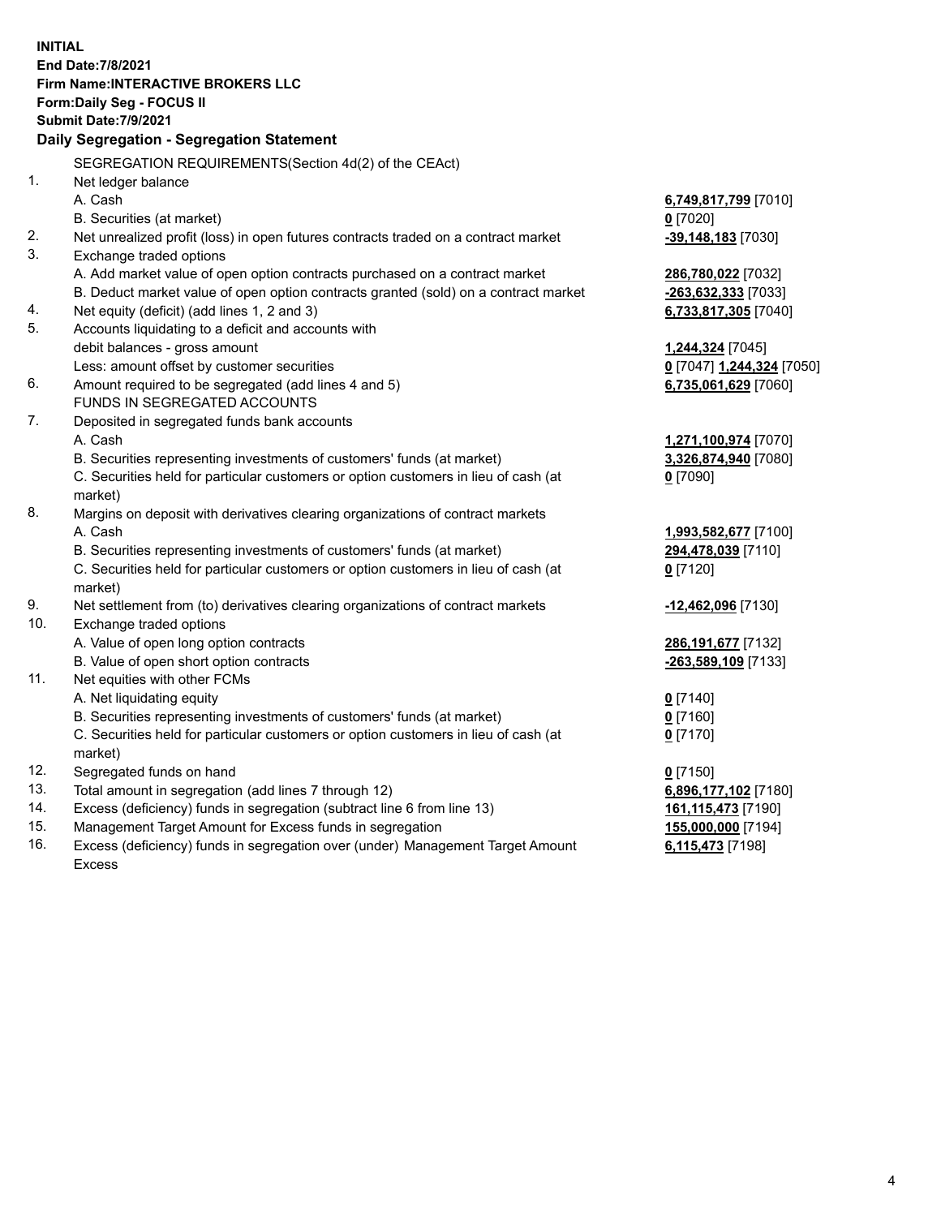**INITIAL**
**End Date:7/8/2021**
**Firm Name:INTERACTIVE BROKERS LLC**
**Form:Daily Seg - FOCUS II**
**Submit Date:7/9/2021**

**Daily Segregation - Segregation Statement**

SEGREGATION REQUIREMENTS(Section 4d(2) of the CEAct)

| | | |
|---|---|---|
| 1. | Net ledger balance | |
| | A. Cash | 6,749,817,799 [7010] |
| | B. Securities (at market) | 0 [7020] |
| 2. | Net unrealized profit (loss) in open futures contracts traded on a contract market | -39,148,183 [7030] |
| 3. | Exchange traded options | |
| | A. Add market value of open option contracts purchased on a contract market | 286,780,022 [7032] |
| | B. Deduct market value of open option contracts granted (sold) on a contract market | -263,632,333 [7033] |
| 4. | Net equity (deficit) (add lines 1, 2 and 3) | 6,733,817,305 [7040] |
| 5. | Accounts liquidating to a deficit and accounts with debit balances - gross amount | 1,244,324 [7045] |
| | Less: amount offset by customer securities | 0 [7047] 1,244,324 [7050] |
| 6. | Amount required to be segregated (add lines 4 and 5) | 6,735,061,629 [7060] |
| | FUNDS IN SEGREGATED ACCOUNTS | |
| 7. | Deposited in segregated funds bank accounts | |
| | A. Cash | 1,271,100,974 [7070] |
| | B. Securities representing investments of customers' funds (at market) | 3,326,874,940 [7080] |
| | C. Securities held for particular customers or option customers in lieu of cash (at market) | 0 [7090] |
| 8. | Margins on deposit with derivatives clearing organizations of contract markets | |
| | A. Cash | 1,993,582,677 [7100] |
| | B. Securities representing investments of customers' funds (at market) | 294,478,039 [7110] |
| | C. Securities held for particular customers or option customers in lieu of cash (at market) | 0 [7120] |
| 9. | Net settlement from (to) derivatives clearing organizations of contract markets | -12,462,096 [7130] |
| 10. | Exchange traded options | |
| | A. Value of open long option contracts | 286,191,677 [7132] |
| | B. Value of open short option contracts | -263,589,109 [7133] |
| 11. | Net equities with other FCMs | |
| | A. Net liquidating equity | 0 [7140] |
| | B. Securities representing investments of customers' funds (at market) | 0 [7160] |
| | C. Securities held for particular customers or option customers in lieu of cash (at market) | 0 [7170] |
| 12. | Segregated funds on hand | 0 [7150] |
| 13. | Total amount in segregation (add lines 7 through 12) | 6,896,177,102 [7180] |
| 14. | Excess (deficiency) funds in segregation (subtract line 6 from line 13) | 161,115,473 [7190] |
| 15. | Management Target Amount for Excess funds in segregation | 155,000,000 [7194] |
| 16. | Excess (deficiency) funds in segregation over (under) Management Target Amount Excess | 6,115,473 [7198] |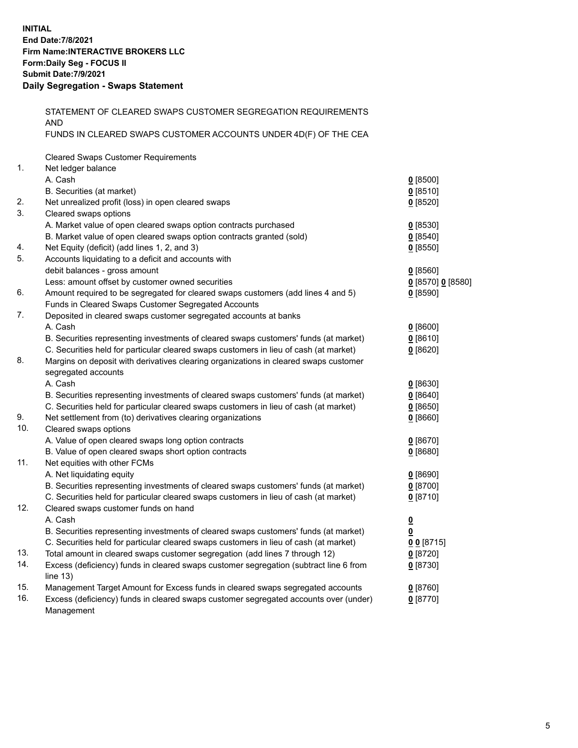**INITIAL**
**End Date:7/8/2021**
**Firm Name:INTERACTIVE BROKERS LLC**
**Form:Daily Seg - FOCUS II**
**Submit Date:7/9/2021**
**Daily Segregation - Swaps Statement**

STATEMENT OF CLEARED SWAPS CUSTOMER SEGREGATION REQUIREMENTS AND FUNDS IN CLEARED SWAPS CUSTOMER ACCOUNTS UNDER 4D(F) OF THE CEA

| | | |
|---|---|---|
| | Cleared Swaps Customer Requirements | |
| 1. | Net ledger balance | |
| | A. Cash | 0 [8500] |
| | B. Securities (at market) | 0 [8510] |
| 2. | Net unrealized profit (loss) in open cleared swaps | 0 [8520] |
| 3. | Cleared swaps options | |
| | A. Market value of open cleared swaps option contracts purchased | 0 [8530] |
| | B. Market value of open cleared swaps option contracts granted (sold) | 0 [8540] |
| 4. | Net Equity (deficit) (add lines 1, 2, and 3) | 0 [8550] |
| 5. | Accounts liquidating to a deficit and accounts with | |
| | debit balances - gross amount | 0 [8560] |
| | Less: amount offset by customer owned securities | 0 [8570] 0 [8580] |
| 6. | Amount required to be segregated for cleared swaps customers (add lines 4 and 5) | 0 [8590] |
| | Funds in Cleared Swaps Customer Segregated Accounts | |
| 7. | Deposited in cleared swaps customer segregated accounts at banks | |
| | A. Cash | 0 [8600] |
| | B. Securities representing investments of cleared swaps customers' funds (at market) | 0 [8610] |
| | C. Securities held for particular cleared swaps customers in lieu of cash (at market) | 0 [8620] |
| 8. | Margins on deposit with derivatives clearing organizations in cleared swaps customer segregated accounts | |
| | A. Cash | 0 [8630] |
| | B. Securities representing investments of cleared swaps customers' funds (at market) | 0 [8640] |
| | C. Securities held for particular cleared swaps customers in lieu of cash (at market) | 0 [8650] |
| 9. | Net settlement from (to) derivatives clearing organizations | 0 [8660] |
| 10. | Cleared swaps options | |
| | A. Value of open cleared swaps long option contracts | 0 [8670] |
| | B. Value of open cleared swaps short option contracts | 0 [8680] |
| 11. | Net equities with other FCMs | |
| | A. Net liquidating equity | 0 [8690] |
| | B. Securities representing investments of cleared swaps customers' funds (at market) | 0 [8700] |
| | C. Securities held for particular cleared swaps customers in lieu of cash (at market) | 0 [8710] |
| 12. | Cleared swaps customer funds on hand | |
| | A. Cash | 0 |
| | B. Securities representing investments of cleared swaps customers' funds (at market) | 0 |
| | C. Securities held for particular cleared swaps customers in lieu of cash (at market) | 0 0 [8715] |
| 13. | Total amount in cleared swaps customer segregation (add lines 7 through 12) | 0 [8720] |
| 14. | Excess (deficiency) funds in cleared swaps customer segregation (subtract line 6 from line 13) | 0 [8730] |
| 15. | Management Target Amount for Excess funds in cleared swaps segregated accounts | 0 [8760] |
| 16. | Excess (deficiency) funds in cleared swaps customer segregated accounts over (under) Management | 0 [8770] |